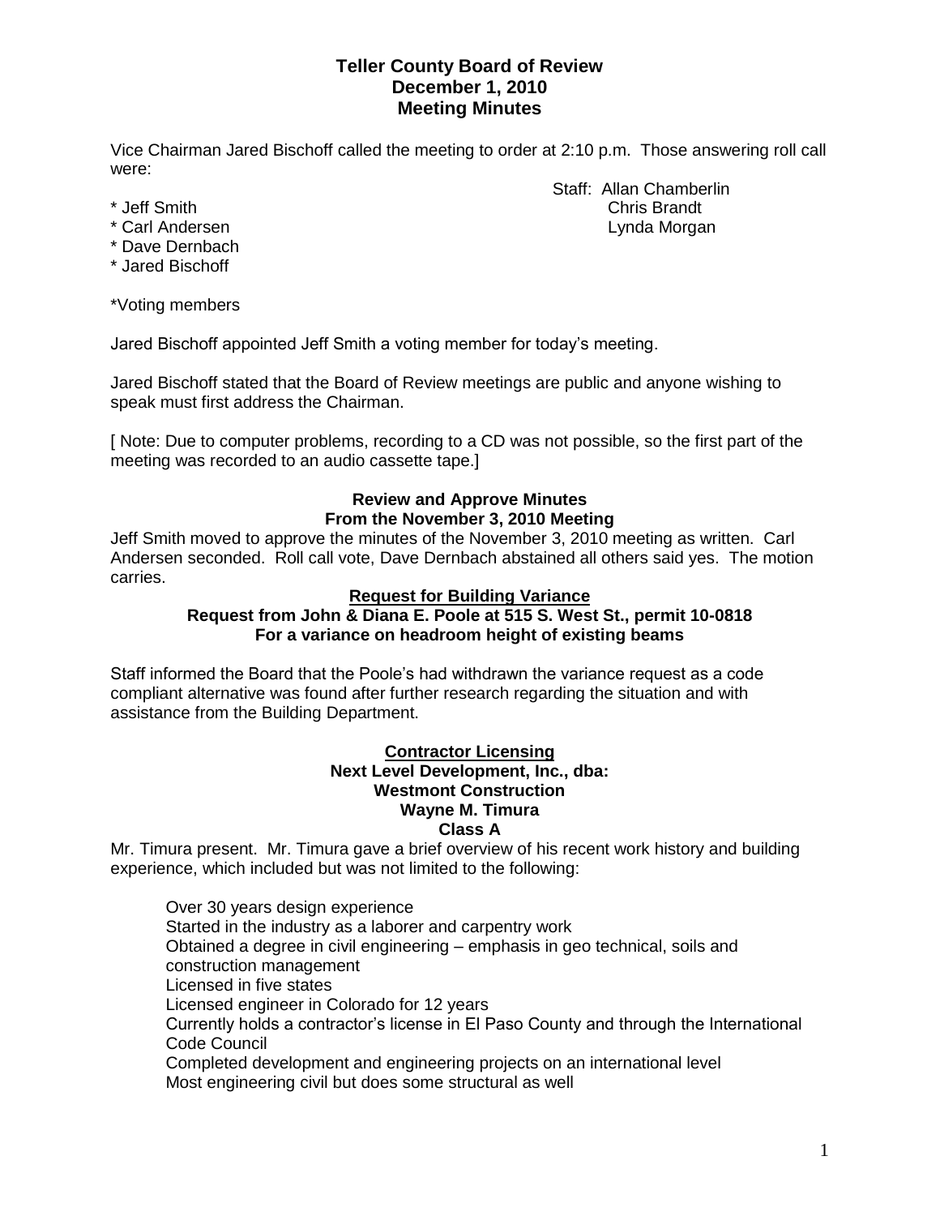# Teller County Board of Review
## December 1, 2010
## Meeting Minutes

Vice Chairman Jared Bischoff called the meeting to order at 2:10 p.m. Those answering roll call were:

* Jeff Smith
* Carl Andersen
* Dave Dernbach
* Jared Bischoff

Staff: Allan Chamberlin
Chris Brandt
Lynda Morgan

*Voting members

Jared Bischoff appointed Jeff Smith a voting member for today's meeting.

Jared Bischoff stated that the Board of Review meetings are public and anyone wishing to speak must first address the Chairman.

[ Note: Due to computer problems, recording to a CD was not possible, so the first part of the meeting was recorded to an audio cassette tape.]

**Review and Approve Minutes**
**From the November 3, 2010 Meeting**

Jeff Smith moved to approve the minutes of the November 3, 2010 meeting as written. Carl Andersen seconded. Roll call vote, Dave Dernbach abstained all others said yes. The motion carries.

**Request for Building Variance**
**Request from John & Diana E. Poole at 515 S. West St., permit 10-0818**
**For a variance on headroom height of existing beams**

Staff informed the Board that the Poole's had withdrawn the variance request as a code compliant alternative was found after further research regarding the situation and with assistance from the Building Department.

**Contractor Licensing**
**Next Level Development, Inc., dba:**
**Westmont Construction**
**Wayne M. Timura**
**Class A**

Mr. Timura present. Mr. Timura gave a brief overview of his recent work history and building experience, which included but was not limited to the following:

Over 30 years design experience
Started in the industry as a laborer and carpentry work
Obtained a degree in civil engineering – emphasis in geo technical, soils and construction management
Licensed in five states
Licensed engineer in Colorado for 12 years
Currently holds a contractor's license in El Paso County and through the International Code Council
Completed development and engineering projects on an international level
Most engineering civil but does some structural as well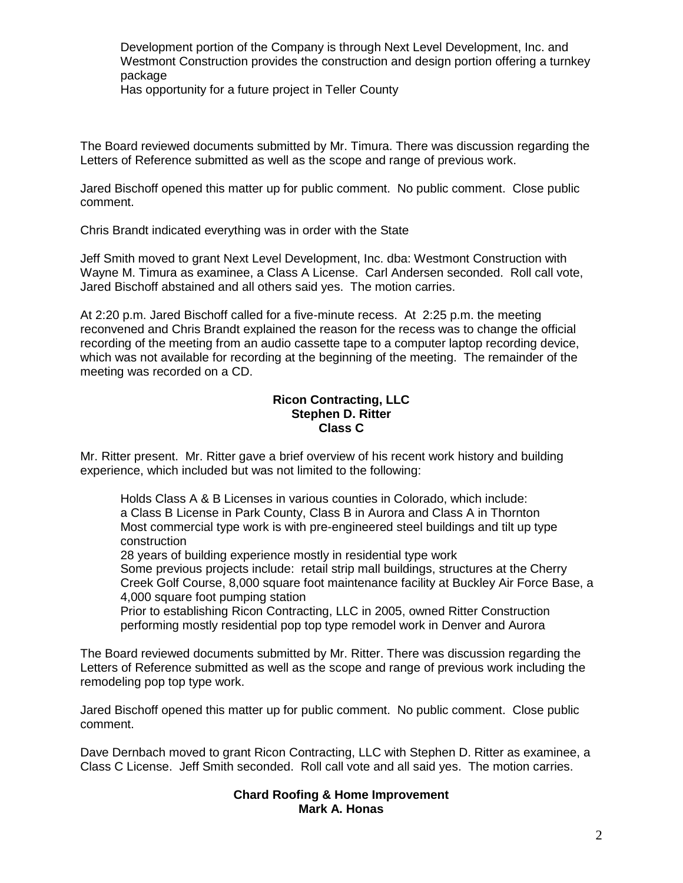Development portion of the Company is through Next Level Development, Inc. and Westmont Construction provides the construction and design portion offering a turnkey package
Has opportunity for a future project in Teller County

The Board reviewed documents submitted by Mr. Timura. There was discussion regarding the Letters of Reference submitted as well as the scope and range of previous work.

Jared Bischoff opened this matter up for public comment. No public comment. Close public comment.

Chris Brandt indicated everything was in order with the State

Jeff Smith moved to grant Next Level Development, Inc. dba: Westmont Construction with Wayne M. Timura as examinee, a Class A License. Carl Andersen seconded. Roll call vote, Jared Bischoff abstained and all others said yes. The motion carries.

At 2:20 p.m. Jared Bischoff called for a five-minute recess. At 2:25 p.m. the meeting reconvened and Chris Brandt explained the reason for the recess was to change the official recording of the meeting from an audio cassette tape to a computer laptop recording device, which was not available for recording at the beginning of the meeting. The remainder of the meeting was recorded on a CD.

**Ricon Contracting, LLC**
**Stephen D. Ritter**
**Class C**

Mr. Ritter present. Mr. Ritter gave a brief overview of his recent work history and building experience, which included but was not limited to the following:

Holds Class A & B Licenses in various counties in Colorado, which include: a Class B License in Park County, Class B in Aurora and Class A in Thornton
Most commercial type work is with pre-engineered steel buildings and tilt up type construction
28 years of building experience mostly in residential type work
Some previous projects include: retail strip mall buildings, structures at the Cherry Creek Golf Course, 8,000 square foot maintenance facility at Buckley Air Force Base, a 4,000 square foot pumping station
Prior to establishing Ricon Contracting, LLC in 2005, owned Ritter Construction performing mostly residential pop top type remodel work in Denver and Aurora

The Board reviewed documents submitted by Mr. Ritter. There was discussion regarding the Letters of Reference submitted as well as the scope and range of previous work including the remodeling pop top type work.

Jared Bischoff opened this matter up for public comment. No public comment. Close public comment.

Dave Dernbach moved to grant Ricon Contracting, LLC with Stephen D. Ritter as examinee, a Class C License. Jeff Smith seconded. Roll call vote and all said yes. The motion carries.

**Chard Roofing & Home Improvement**
**Mark A. Honas**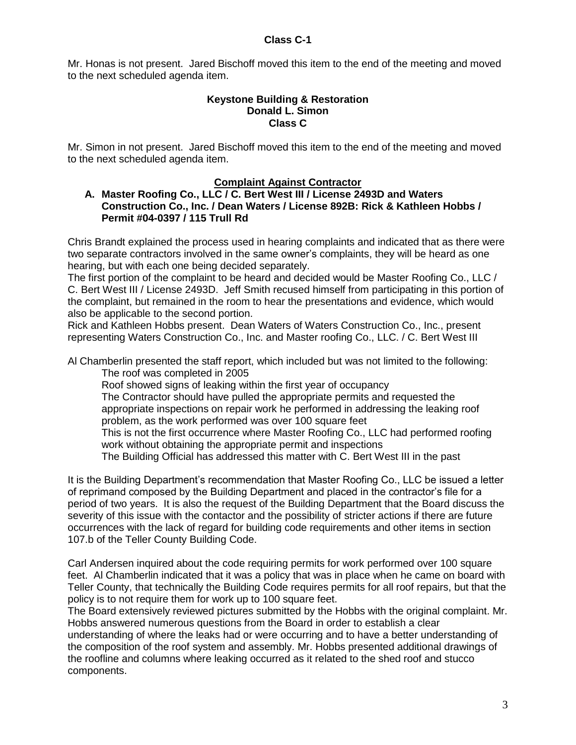**Class C-1**

Mr. Honas is not present. Jared Bischoff moved this item to the end of the meeting and moved to the next scheduled agenda item.

**Keystone Building & Restoration**
**Donald L. Simon**
**Class C**

Mr. Simon in not present. Jared Bischoff moved this item to the end of the meeting and moved to the next scheduled agenda item.

**Complaint Against Contractor**

**A. Master Roofing Co., LLC / C. Bert West III / License 2493D and Waters Construction Co., Inc. / Dean Waters / License 892B: Rick & Kathleen Hobbs / Permit #04-0397 / 115 Trull Rd**

Chris Brandt explained the process used in hearing complaints and indicated that as there were two separate contractors involved in the same owner's complaints, they will be heard as one hearing, but with each one being decided separately.
The first portion of the complaint to be heard and decided would be Master Roofing Co., LLC / C. Bert West III / License 2493D. Jeff Smith recused himself from participating in this portion of the complaint, but remained in the room to hear the presentations and evidence, which would also be applicable to the second portion.
Rick and Kathleen Hobbs present. Dean Waters of Waters Construction Co., Inc., present representing Waters Construction Co., Inc. and Master roofing Co., LLC. / C. Bert West III

Al Chamberlin presented the staff report, which included but was not limited to the following:

- The roof was completed in 2005
- Roof showed signs of leaking within the first year of occupancy
- The Contractor should have pulled the appropriate permits and requested the appropriate inspections on repair work he performed in addressing the leaking roof problem, as the work performed was over 100 square feet
- This is not the first occurrence where Master Roofing Co., LLC had performed roofing work without obtaining the appropriate permit and inspections
- The Building Official has addressed this matter with C. Bert West III in the past

It is the Building Department's recommendation that Master Roofing Co., LLC be issued a letter of reprimand composed by the Building Department and placed in the contractor's file for a period of two years. It is also the request of the Building Department that the Board discuss the severity of this issue with the contactor and the possibility of stricter actions if there are future occurrences with the lack of regard for building code requirements and other items in section 107.b of the Teller County Building Code.

Carl Andersen inquired about the code requiring permits for work performed over 100 square feet. Al Chamberlin indicated that it was a policy that was in place when he came on board with Teller County, that technically the Building Code requires permits for all roof repairs, but that the policy is to not require them for work up to 100 square feet.
The Board extensively reviewed pictures submitted by the Hobbs with the original complaint. Mr. Hobbs answered numerous questions from the Board in order to establish a clear understanding of where the leaks had or were occurring and to have a better understanding of the composition of the roof system and assembly. Mr. Hobbs presented additional drawings of the roofline and columns where leaking occurred as it related to the shed roof and stucco components.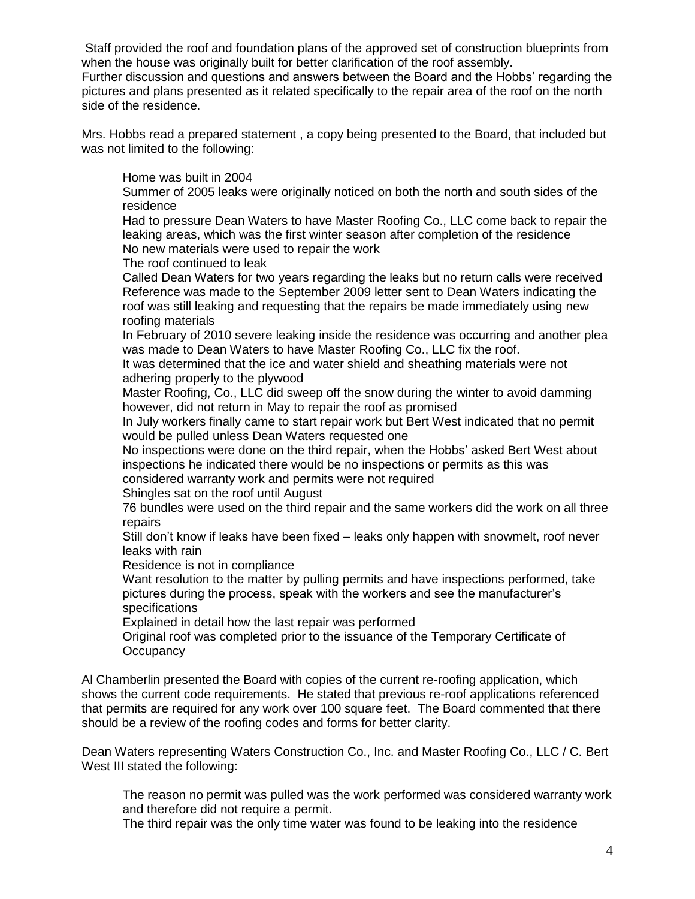Staff provided the roof and foundation plans of the approved set of construction blueprints from when the house was originally built for better clarification of the roof assembly.
Further discussion and questions and answers between the Board and the Hobbs' regarding the pictures and plans presented as it related specifically to the repair area of the roof on the north side of the residence.

Mrs. Hobbs read a prepared statement , a copy being presented to the Board, that included but was not limited to the following:

> Home was built in 2004
> Summer of 2005 leaks were originally noticed on both the north and south sides of the residence
> Had to pressure Dean Waters to have Master Roofing Co., LLC come back to repair the leaking areas, which was the first winter season after completion of the residence
> No new materials were used to repair the work
> The roof continued to leak
> Called Dean Waters for two years regarding the leaks but no return calls were received
> Reference was made to the September 2009 letter sent to Dean Waters indicating the roof was still leaking and requesting that the repairs be made immediately using new roofing materials
> In February of 2010 severe leaking inside the residence was occurring and another plea was made to Dean Waters to have Master Roofing Co., LLC fix the roof.
> It was determined that the ice and water shield and sheathing materials were not adhering properly to the plywood
> Master Roofing, Co., LLC did sweep off the snow during the winter to avoid damming however, did not return in May to repair the roof as promised
> In July workers finally came to start repair work but Bert West indicated that no permit would be pulled unless Dean Waters requested one
> No inspections were done on the third repair, when the Hobbs' asked Bert West about inspections he indicated there would be no inspections or permits as this was considered warranty work and permits were not required
> Shingles sat on the roof until August
> 76 bundles were used on the third repair and the same workers did the work on all three repairs
> Still don't know if leaks have been fixed – leaks only happen with snowmelt, roof never leaks with rain
> Residence is not in compliance
> Want resolution to the matter by pulling permits and have inspections performed, take pictures during the process, speak with the workers and see the manufacturer's specifications
> Explained in detail how the last repair was performed
> Original roof was completed prior to the issuance of the Temporary Certificate of Occupancy

Al Chamberlin presented the Board with copies of the current re-roofing application, which shows the current code requirements. He stated that previous re-roof applications referenced that permits are required for any work over 100 square feet. The Board commented that there should be a review of the roofing codes and forms for better clarity.

Dean Waters representing Waters Construction Co., Inc. and Master Roofing Co., LLC / C. Bert West III stated the following:

> The reason no permit was pulled was the work performed was considered warranty work and therefore did not require a permit.
> The third repair was the only time water was found to be leaking into the residence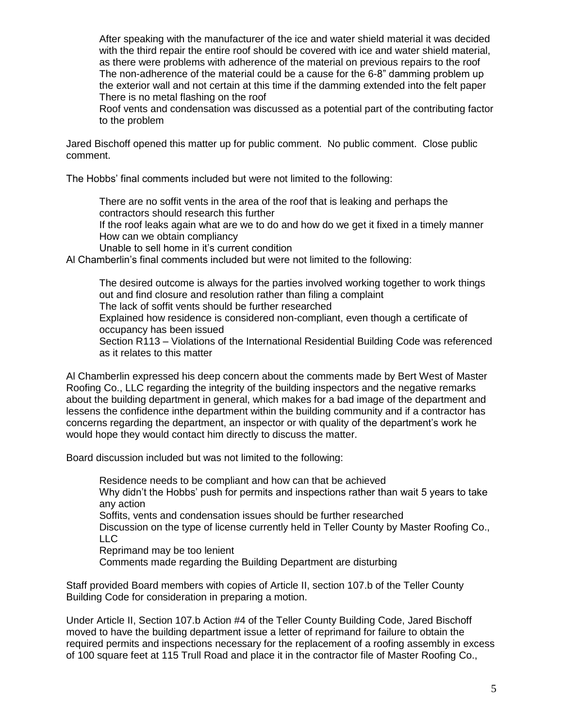After speaking with the manufacturer of the ice and water shield material it was decided with the third repair the entire roof should be covered with ice and water shield material, as there were problems with adherence of the material on previous repairs to the roof
The non-adherence of the material could be a cause for the 6-8" damming problem up the exterior wall and not certain at this time if the damming extended into the felt paper
There is no metal flashing on the roof
Roof vents and condensation was discussed as a potential part of the contributing factor to the problem

Jared Bischoff opened this matter up for public comment. No public comment. Close public comment.

The Hobbs' final comments included but were not limited to the following:

There are no soffit vents in the area of the roof that is leaking and perhaps the contractors should research this further
If the roof leaks again what are we to do and how do we get it fixed in a timely manner
How can we obtain compliancy
Unable to sell home in it's current condition

Al Chamberlin's final comments included but were not limited to the following:

The desired outcome is always for the parties involved working together to work things out and find closure and resolution rather than filing a complaint
The lack of soffit vents should be further researched
Explained how residence is considered non-compliant, even though a certificate of occupancy has been issued
Section R113 – Violations of the International Residential Building Code was referenced as it relates to this matter

Al Chamberlin expressed his deep concern about the comments made by Bert West of Master Roofing Co., LLC regarding the integrity of the building inspectors and the negative remarks about the building department in general, which makes for a bad image of the department and lessens the confidence inthe department within the building community and if a contractor has concerns regarding the department, an inspector or with quality of the department's work he would hope they would contact him directly to discuss the matter.

Board discussion included but was not limited to the following:

Residence needs to be compliant and how can that be achieved
Why didn't the Hobbs' push for permits and inspections rather than wait 5 years to take any action
Soffits, vents and condensation issues should be further researched
Discussion on the type of license currently held in Teller County by Master Roofing Co., LLC
Reprimand may be too lenient
Comments made regarding the Building Department are disturbing

Staff provided Board members with copies of Article II, section 107.b of the Teller County Building Code for consideration in preparing a motion.

Under Article II, Section 107.b Action #4 of the Teller County Building Code, Jared Bischoff moved to have the building department issue a letter of reprimand for failure to obtain the required permits and inspections necessary for the replacement of a roofing assembly in excess of 100 square feet at 115 Trull Road and place it in the contractor file of Master Roofing Co.,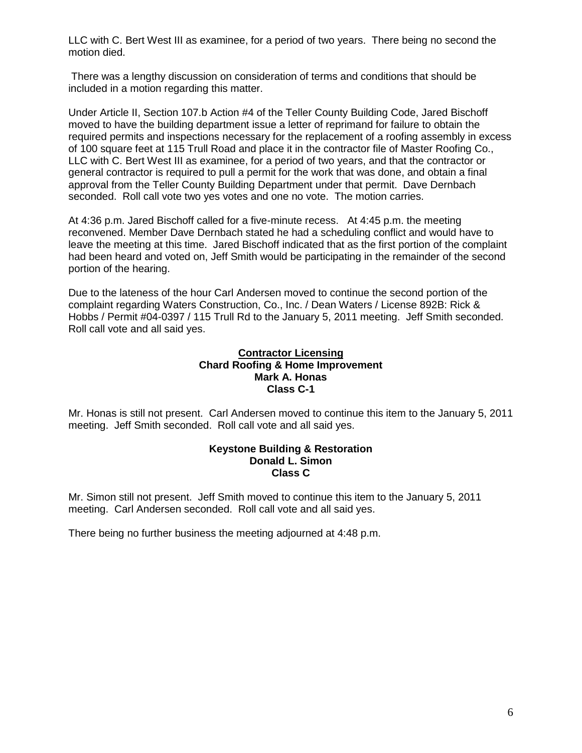LLC with C. Bert West III as examinee, for a period of two years. There being no second the motion died.

There was a lengthy discussion on consideration of terms and conditions that should be included in a motion regarding this matter.

Under Article II, Section 107.b Action #4 of the Teller County Building Code, Jared Bischoff moved to have the building department issue a letter of reprimand for failure to obtain the required permits and inspections necessary for the replacement of a roofing assembly in excess of 100 square feet at 115 Trull Road and place it in the contractor file of Master Roofing Co., LLC with C. Bert West III as examinee, for a period of two years, and that the contractor or general contractor is required to pull a permit for the work that was done, and obtain a final approval from the Teller County Building Department under that permit. Dave Dernbach seconded. Roll call vote two yes votes and one no vote. The motion carries.

At 4:36 p.m. Jared Bischoff called for a five-minute recess. At 4:45 p.m. the meeting reconvened. Member Dave Dernbach stated he had a scheduling conflict and would have to leave the meeting at this time. Jared Bischoff indicated that as the first portion of the complaint had been heard and voted on, Jeff Smith would be participating in the remainder of the second portion of the hearing.

Due to the lateness of the hour Carl Andersen moved to continue the second portion of the complaint regarding Waters Construction, Co., Inc. / Dean Waters / License 892B: Rick & Hobbs / Permit #04-0397 / 115 Trull Rd to the January 5, 2011 meeting. Jeff Smith seconded. Roll call vote and all said yes.

**Contractor Licensing**
**Chard Roofing & Home Improvement**
**Mark A. Honas**
**Class C-1**

Mr. Honas is still not present. Carl Andersen moved to continue this item to the January 5, 2011 meeting. Jeff Smith seconded. Roll call vote and all said yes.

**Keystone Building & Restoration**
**Donald L. Simon**
**Class C**

Mr. Simon still not present. Jeff Smith moved to continue this item to the January 5, 2011 meeting. Carl Andersen seconded. Roll call vote and all said yes.

There being no further business the meeting adjourned at 4:48 p.m.